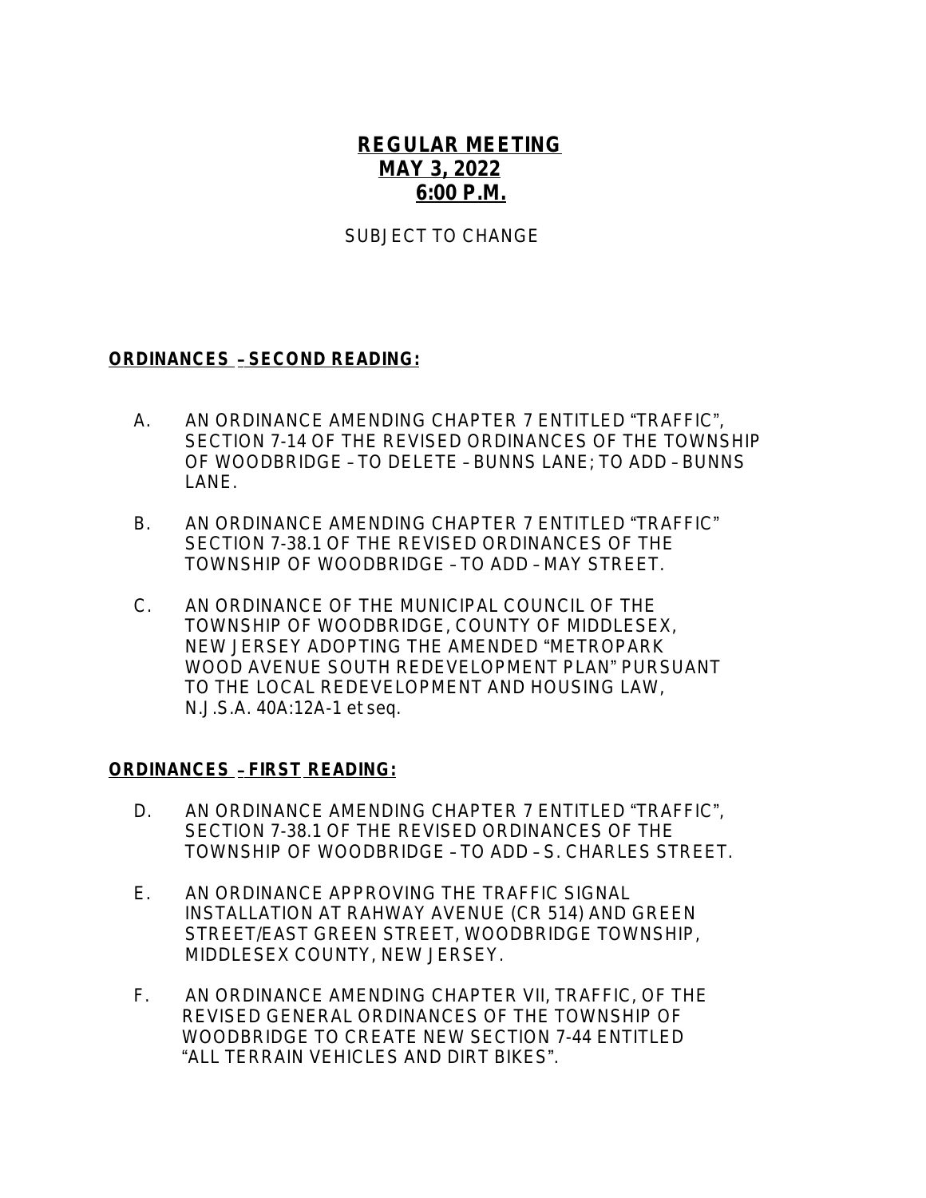**REGULAR MEETING**
**MAY 3, 2022**
**6:00 P.M.**

SUBJECT TO CHANGE

**ORDINANCES – SECOND READING:**

A. AN ORDINANCE AMENDING CHAPTER 7 ENTITLED "TRAFFIC", SECTION 7-14 OF THE REVISED ORDINANCES OF THE TOWNSHIP OF WOODBRIDGE – TO DELETE – BUNNS LANE; TO ADD – BUNNS LANE.

B. AN ORDINANCE AMENDING CHAPTER 7 ENTITLED "TRAFFIC" SECTION 7-38.1 OF THE REVISED ORDINANCES OF THE TOWNSHIP OF WOODBRIDGE – TO ADD – MAY STREET.

C. AN ORDINANCE OF THE MUNICIPAL COUNCIL OF THE TOWNSHIP OF WOODBRIDGE, COUNTY OF MIDDLESEX, NEW JERSEY ADOPTING THE AMENDED "METROPARK WOOD AVENUE SOUTH REDEVELOPMENT PLAN" PURSUANT TO THE LOCAL REDEVELOPMENT AND HOUSING LAW, N.J.S.A. 40A:12A-1 *et seq.*

**ORDINANCES – FIRST READING:**

D. AN ORDINANCE AMENDING CHAPTER 7 ENTITLED "TRAFFIC", SECTION 7-38.1 OF THE REVISED ORDINANCES OF THE TOWNSHIP OF WOODBRIDGE – TO ADD – S. CHARLES STREET.

E. AN ORDINANCE APPROVING THE TRAFFIC SIGNAL INSTALLATION AT RAHWAY AVENUE (CR 514) AND GREEN STREET/EAST GREEN STREET, WOODBRIDGE TOWNSHIP, MIDDLESEX COUNTY, NEW JERSEY.

F. AN ORDINANCE AMENDING CHAPTER VII, TRAFFIC, OF THE REVISED GENERAL ORDINANCES OF THE TOWNSHIP OF WOODBRIDGE TO CREATE NEW SECTION 7-44 ENTITLED "ALL TERRAIN VEHICLES AND DIRT BIKES".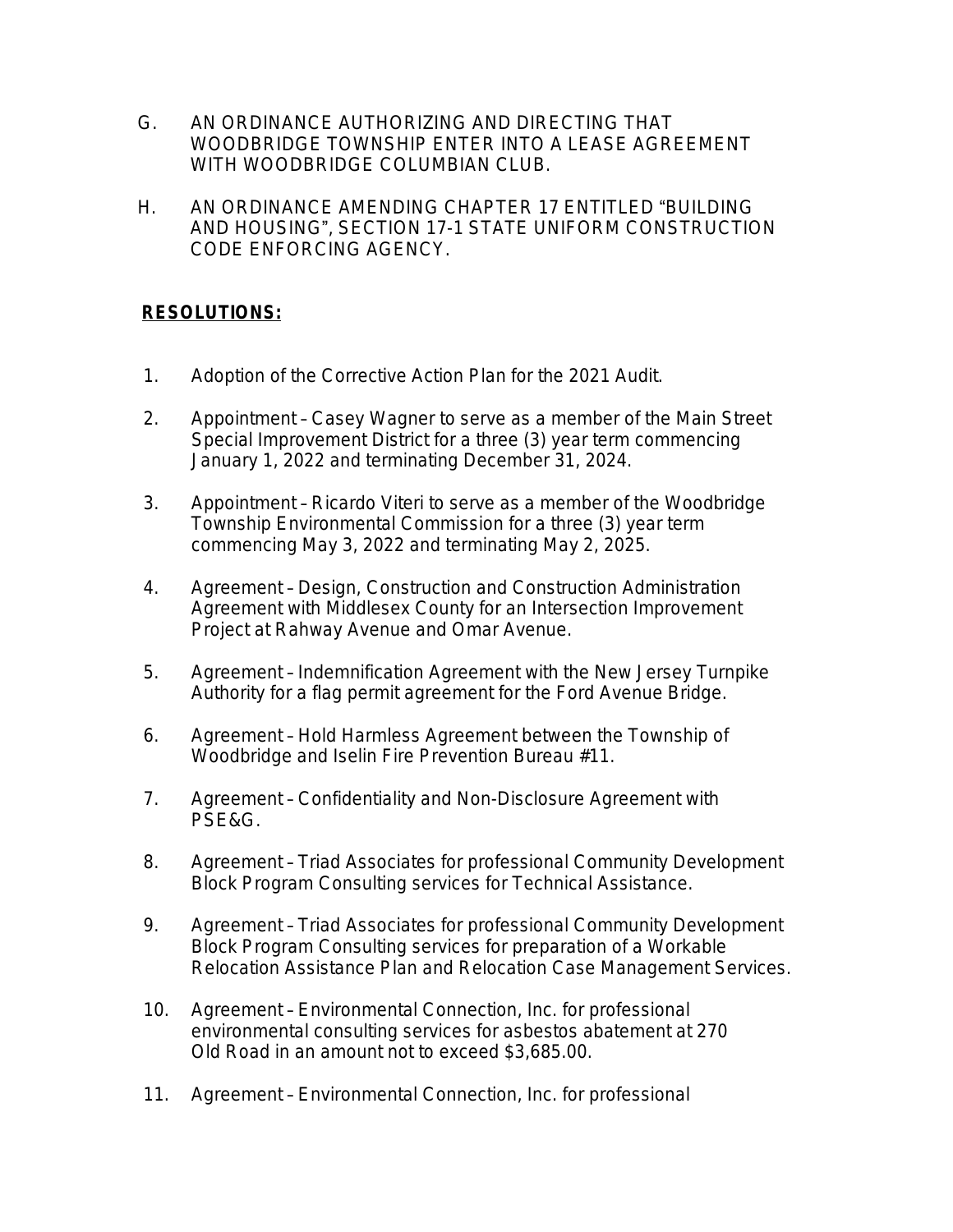G. AN ORDINANCE AUTHORIZING AND DIRECTING THAT WOODBRIDGE TOWNSHIP ENTER INTO A LEASE AGREEMENT WITH WOODBRIDGE COLUMBIAN CLUB.

H. AN ORDINANCE AMENDING CHAPTER 17 ENTITLED “BUILDING AND HOUSING”, SECTION 17-1 STATE UNIFORM CONSTRUCTION CODE ENFORCING AGENCY.

**RESOLUTIONS:**

1. Adoption of the Corrective Action Plan for the 2021 Audit.

2. Appointment – Casey Wagner to serve as a member of the Main Street Special Improvement District for a three (3) year term commencing January 1, 2022 and terminating December 31, 2024.

3. Appointment – Ricardo Viteri to serve as a member of the Woodbridge Township Environmental Commission for a three (3) year term commencing May 3, 2022 and terminating May 2, 2025.

4. Agreement – Design, Construction and Construction Administration Agreement with Middlesex County for an Intersection Improvement Project at Rahway Avenue and Omar Avenue.

5. Agreement – Indemnification Agreement with the New Jersey Turnpike Authority for a flag permit agreement for the Ford Avenue Bridge.

6. Agreement – Hold Harmless Agreement between the Township of Woodbridge and Iselin Fire Prevention Bureau #11.

7. Agreement – Confidentiality and Non-Disclosure Agreement with PSE&G.

8. Agreement – Triad Associates for professional Community Development Block Program Consulting services for Technical Assistance.

9. Agreement – Triad Associates for professional Community Development Block Program Consulting services for preparation of a Workable Relocation Assistance Plan and Relocation Case Management Services.

10. Agreement – Environmental Connection, Inc. for professional environmental consulting services for asbestos abatement at 270 Old Road in an amount not to exceed $3,685.00.

11. Agreement – Environmental Connection, Inc. for professional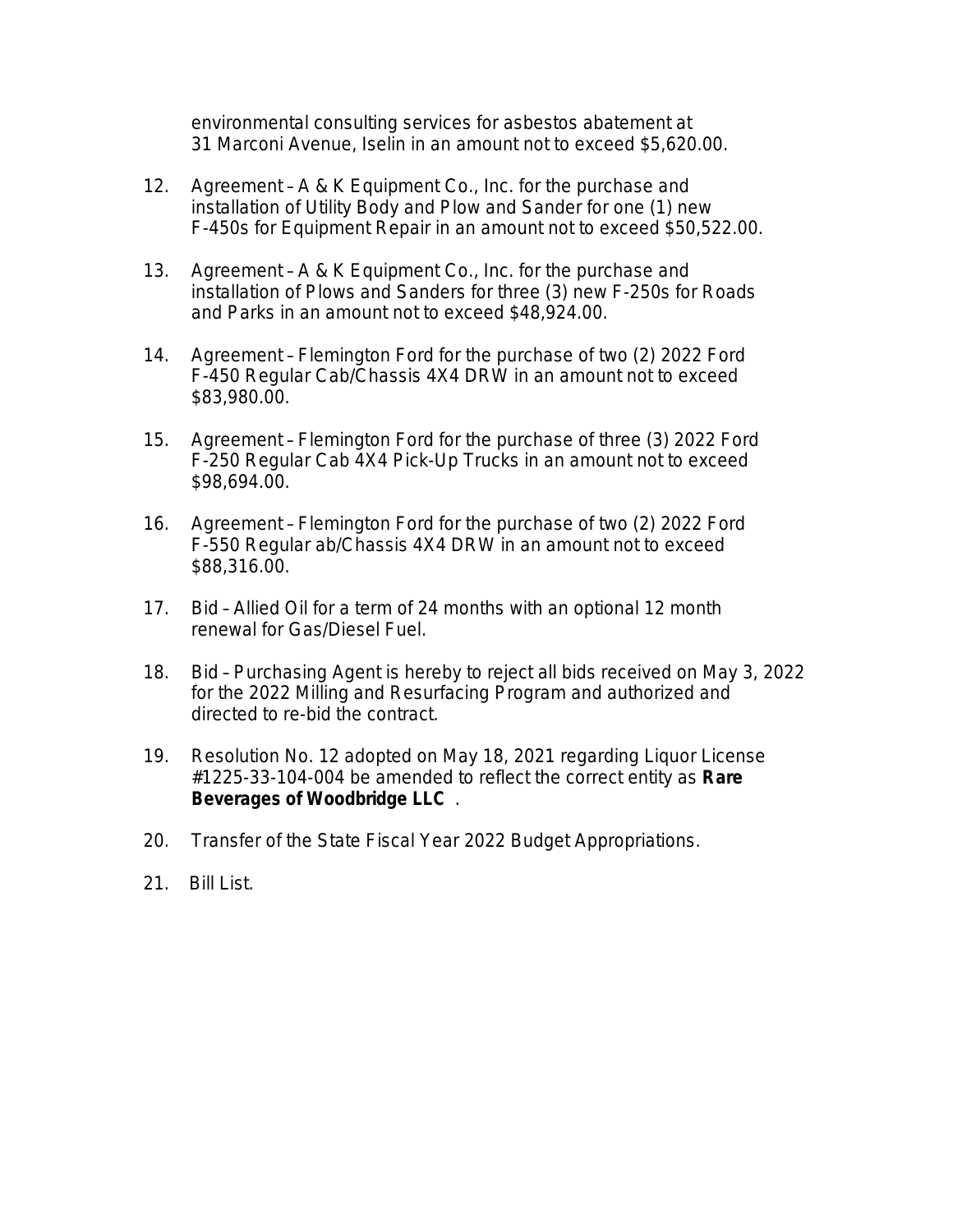environmental consulting services for asbestos abatement at 31 Marconi Avenue, Iselin in an amount not to exceed $5,620.00.

12. Agreement – A & K Equipment Co., Inc. for the purchase and installation of Utility Body and Plow and Sander for one (1) new F-450s for Equipment Repair in an amount not to exceed $50,522.00.

13. Agreement – A & K Equipment Co., Inc. for the purchase and installation of Plows and Sanders for three (3) new F-250s for Roads and Parks in an amount not to exceed $48,924.00.

14. Agreement – Flemington Ford for the purchase of two (2) 2022 Ford F-450 Regular Cab/Chassis 4X4 DRW in an amount not to exceed $83,980.00.

15. Agreement – Flemington Ford for the purchase of three (3) 2022 Ford F-250 Regular Cab 4X4 Pick-Up Trucks in an amount not to exceed $98,694.00.

16. Agreement – Flemington Ford for the purchase of two (2) 2022 Ford F-550 Regular ab/Chassis 4X4 DRW in an amount not to exceed $88,316.00.

17. Bid – Allied Oil for a term of 24 months with an optional 12 month renewal for Gas/Diesel Fuel.

18. Bid – Purchasing Agent is hereby to reject all bids received on May 3, 2022 for the 2022 Milling and Resurfacing Program and authorized and directed to re-bid the contract.

19. Resolution No. 12 adopted on May 18, 2021 regarding Liquor License #1225-33-104-004 be amended to reflect the correct entity as **Rare Beverages of Woodbridge LLC** .

20. Transfer of the State Fiscal Year 2022 Budget Appropriations.

21. Bill List.